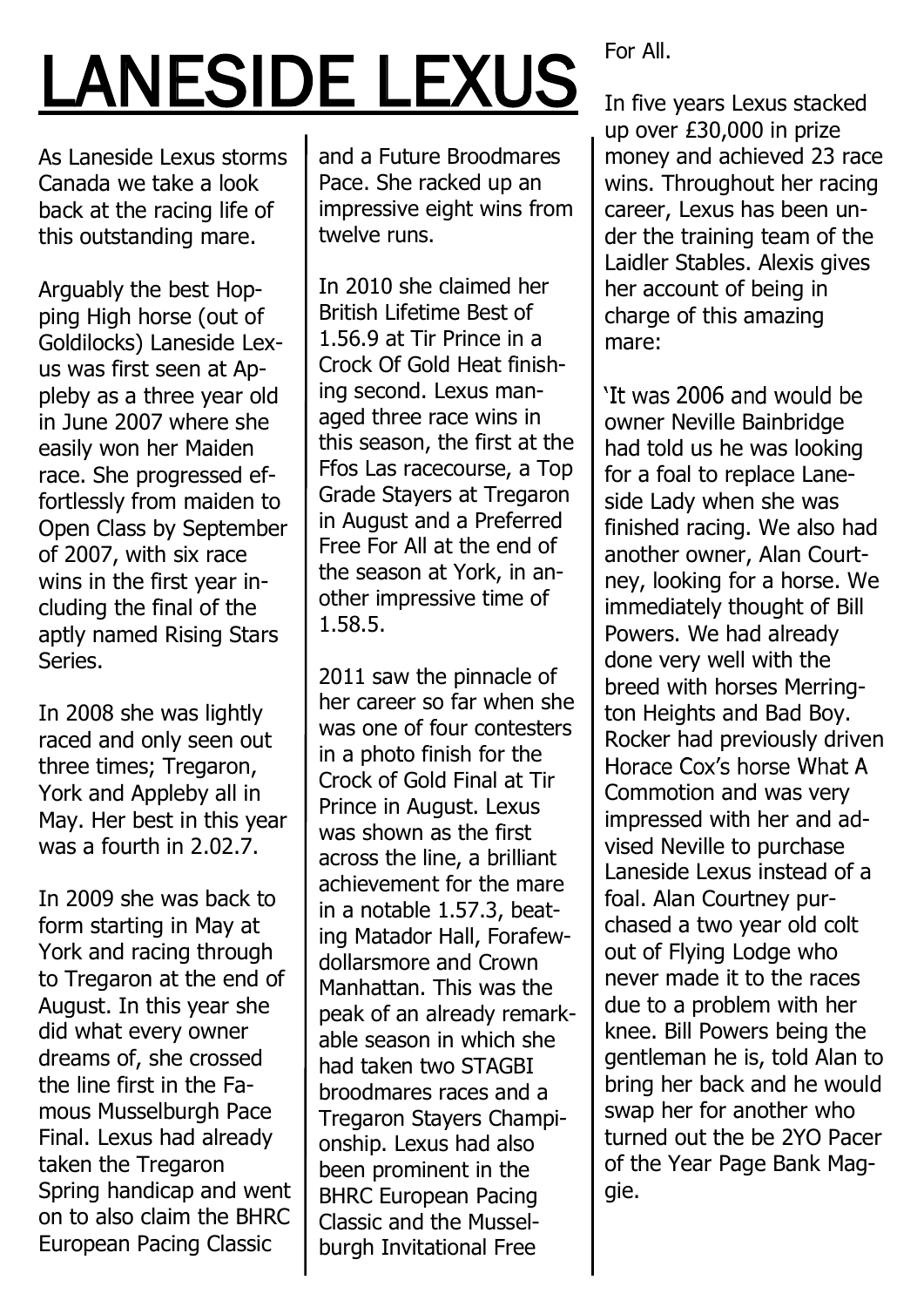# LANESIDE LEXUS

As Laneside Lexus storms Canada we take a look back at the racing life of this outstanding mare.

Arguably the best Hopping High horse (out of Goldilocks) Laneside Lexus was first seen at Appleby as a three year old in June 2007 where she easily won her Maiden race. She progressed effortlessly from maiden to Open Class by September of 2007, with six race wins in the first year including the final of the aptly named Rising Stars Series.

In 2008 she was lightly raced and only seen out three times; Tregaron, York and Appleby all in May. Her best in this year was a fourth in 2.02.7.

In 2009 she was back to form starting in May at York and racing through to Tregaron at the end of August. In this year she did what every owner dreams of, she crossed the line first in the Famous Musselburgh Pace Final. Lexus had already taken the Tregaron Spring handicap and went on to also claim the BHRC European Pacing Classic and a Future Broodmares Pace. She racked up an impressive eight wins from twelve runs.

In 2010 she claimed her British Lifetime Best of 1.56.9 at Tir Prince in a Crock Of Gold Heat finishing second. Lexus managed three race wins in this season, the first at the Ffos Las racecourse, a Top Grade Stayers at Tregaron in August and a Preferred Free For All at the end of the season at York, in another impressive time of 1.58.5.

2011 saw the pinnacle of her career so far when she was one of four contesters in a photo finish for the Crock of Gold Final at Tir Prince in August. Lexus was shown as the first across the line, a brilliant achievement for the mare in a notable 1.57.3, beating Matador Hall, Forafewdollarsmore and Crown Manhattan. This was the peak of an already remarkable season in which she had taken two STAGBI broodmares races and a Tregaron Stayers Championship. Lexus had also been prominent in the BHRC European Pacing Classic and the Musselburgh Invitational Free For All.

In five years Lexus stacked up over £30,000 in prize money and achieved 23 race wins. Throughout her racing career, Lexus has been under the training team of the Laidler Stables. Alexis gives her account of being in charge of this amazing mare:

'It was 2006 and would be owner Neville Bainbridge had told us he was looking for a foal to replace Laneside Lady when she was finished racing. We also had another owner, Alan Courtney, looking for a horse. We immediately thought of Bill Powers. We had already done very well with the breed with horses Merrington Heights and Bad Boy. Rocker had previously driven Horace Cox's horse What A Commotion and was very impressed with her and advised Neville to purchase Laneside Lexus instead of a foal. Alan Courtney purchased a two year old colt out of Flying Lodge who never made it to the races due to a problem with her knee. Bill Powers being the gentleman he is, told Alan to bring her back and he would swap her for another who turned out the be 2YO Pacer of the Year Page Bank Maggie.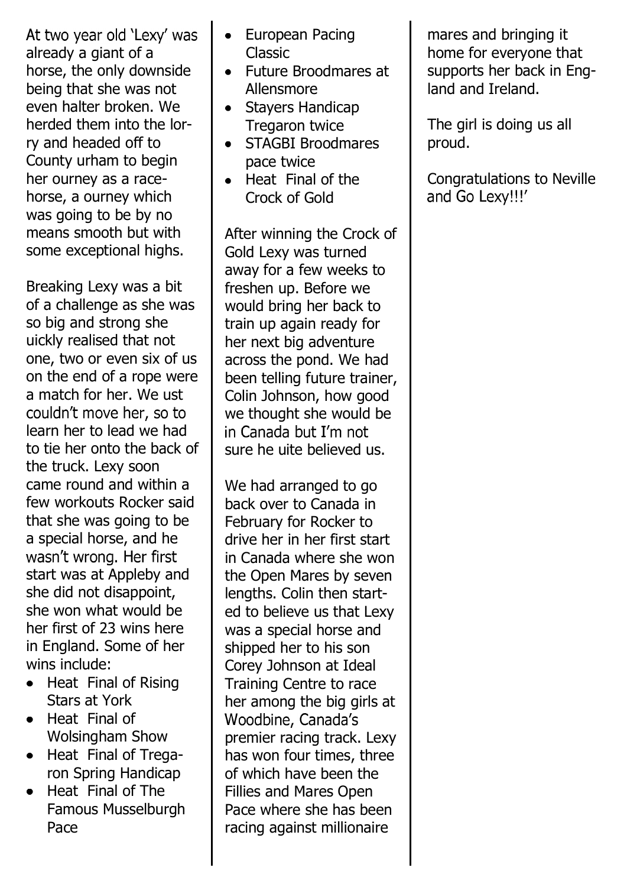At two year old 'Lexy' was already a giant of a horse, the only downside being that she was not even halter broken. We herded them into the lorry and headed off to County urham to begin her ourney as a racehorse, a ourney which was going to be by no means smooth but with some exceptional highs.

Breaking Lexy was a bit of a challenge as she was so big and strong she uickly realised that not one, two or even six of us on the end of a rope were a match for her. We ust couldn't move her, so to learn her to lead we had to tie her onto the back of the truck. Lexy soon came round and within a few workouts Rocker said that she was going to be a special horse, and he wasn't wrong. Her first start was at Appleby and she did not disappoint, she won what would be her first of 23 wins here in England. Some of her wins include:

- Heat Final of Rising Stars at York
- Heat Final of Wolsingham Show
- Heat Final of Tregaron Spring Handicap
- Heat Final of The Famous Musselburgh Pace
- European Pacing Classic
- Future Broodmares at Allensmore
- Stayers Handicap Tregaron twice
- STAGBI Broodmares pace twice
- Heat Final of the Crock of Gold

After winning the Crock of Gold Lexy was turned away for a few weeks to freshen up. Before we would bring her back to train up again ready for her next big adventure across the pond. We had been telling future trainer, Colin Johnson, how good we thought she would be in Canada but I'm not sure he uite believed us.

We had arranged to go back over to Canada in February for Rocker to drive her in her first start in Canada where she won the Open Mares by seven lengths. Colin then started to believe us that Lexy was a special horse and shipped her to his son Corey Johnson at Ideal Training Centre to race her among the big girls at Woodbine, Canada's premier racing track. Lexy has won four times, three of which have been the Fillies and Mares Open Pace where she has been racing against millionaire mares and bringing it home for everyone that supports her back in England and Ireland.

The girl is doing us all proud.

Congratulations to Neville and Go Lexy!!!'